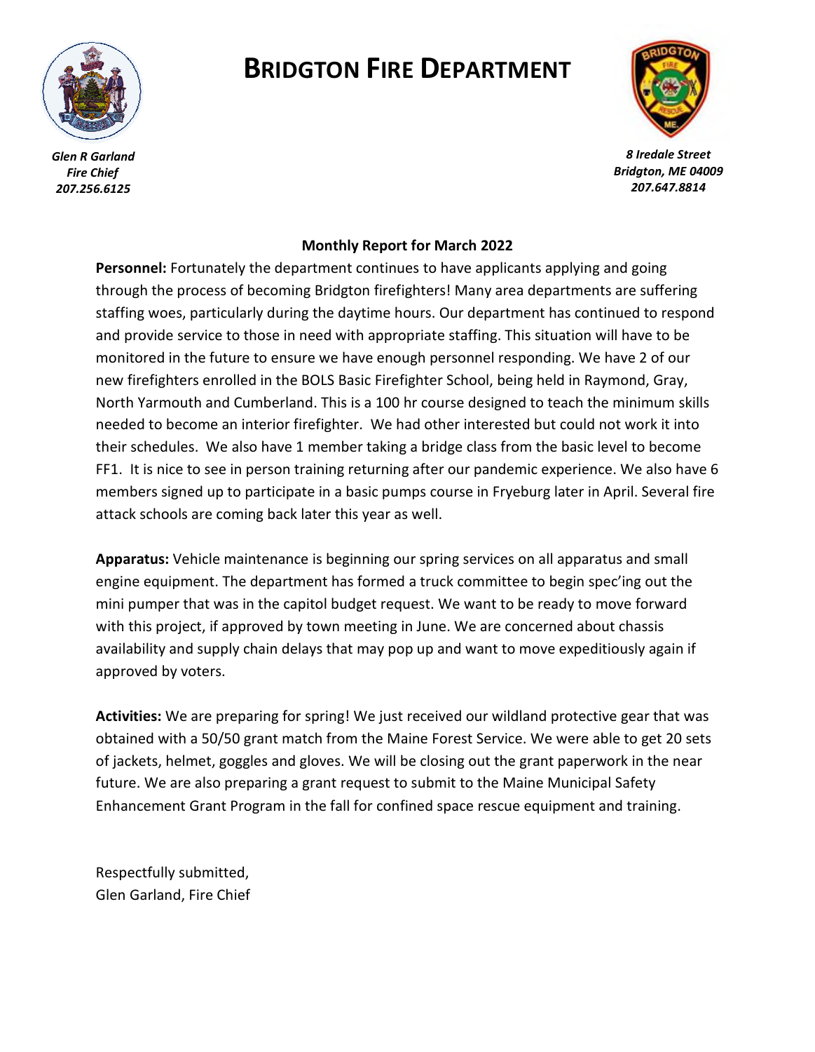# BRIDGTON FIRE DEPARTMENT

*Glen R Garland*
*Fire Chief*
*207.256.6125*

*8 Iredale Street*
*Bridgton, ME 04009*
*207.647.8814*

**Monthly Report for March 2022**

**Personnel:** Fortunately the department continues to have applicants applying and going through the process of becoming Bridgton firefighters! Many area departments are suffering staffing woes, particularly during the daytime hours. Our department has continued to respond and provide service to those in need with appropriate staffing. This situation will have to be monitored in the future to ensure we have enough personnel responding. We have 2 of our new firefighters enrolled in the BOLS Basic Firefighter School, being held in Raymond, Gray, North Yarmouth and Cumberland. This is a 100 hr course designed to teach the minimum skills needed to become an interior firefighter. We had other interested but could not work it into their schedules. We also have 1 member taking a bridge class from the basic level to become FF1. It is nice to see in person training returning after our pandemic experience. We also have 6 members signed up to participate in a basic pumps course in Fryeburg later in April. Several fire attack schools are coming back later this year as well.

**Apparatus:** Vehicle maintenance is beginning our spring services on all apparatus and small engine equipment. The department has formed a truck committee to begin spec'ing out the mini pumper that was in the capitol budget request. We want to be ready to move forward with this project, if approved by town meeting in June. We are concerned about chassis availability and supply chain delays that may pop up and want to move expeditiously again if approved by voters.

**Activities:** We are preparing for spring! We just received our wildland protective gear that was obtained with a 50/50 grant match from the Maine Forest Service. We were able to get 20 sets of jackets, helmet, goggles and gloves. We will be closing out the grant paperwork in the near future. We are also preparing a grant request to submit to the Maine Municipal Safety Enhancement Grant Program in the fall for confined space rescue equipment and training.

Respectfully submitted,
Glen Garland, Fire Chief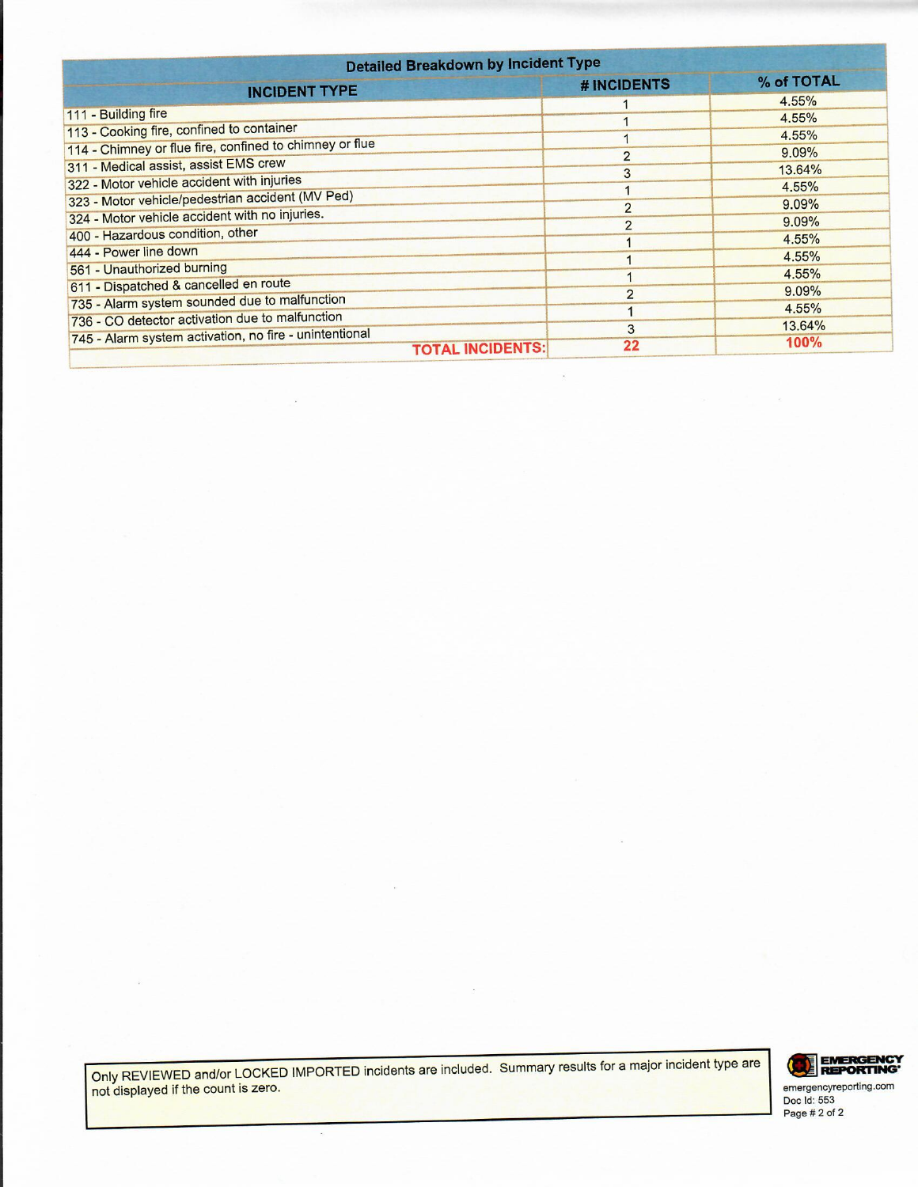| Detailed Breakdown by Incident Type | | |
|---|---|---|
| **INCIDENT TYPE** | **# INCIDENTS** | **% of TOTAL** |
| 111 - Building fire | 1 | 4.55% |
| 113 - Cooking fire, confined to container | 1 | 4.55% |
| 114 - Chimney or flue fire, confined to chimney or flue | 1 | 4.55% |
| 311 - Medical assist, assist EMS crew | 2 | 9.09% |
| 322 - Motor vehicle accident with injuries | 3 | 13.64% |
| 323 - Motor vehicle/pedestrian accident (MV Ped) | 1 | 4.55% |
| 324 - Motor vehicle accident with no injuries. | 2 | 9.09% |
| 400 - Hazardous condition, other | 2 | 9.09% |
| 444 - Power line down | 1 | 4.55% |
| 561 - Unauthorized burning | 1 | 4.55% |
| 611 - Dispatched & cancelled en route | 1 | 4.55% |
| 735 - Alarm system sounded due to malfunction | 2 | 9.09% |
| 736 - CO detector activation due to malfunction | 1 | 4.55% |
| 745 - Alarm system activation, no fire - unintentional | 3 | 13.64% |
| **TOTAL INCIDENTS:** | **22** | **100%** |

Only REVIEWED and/or LOCKED IMPORTED incidents are included. Summary results for a major incident type are not displayed if the count is zero.

EMERGENCY REPORTING
emergencyreporting.com
Doc Id: 553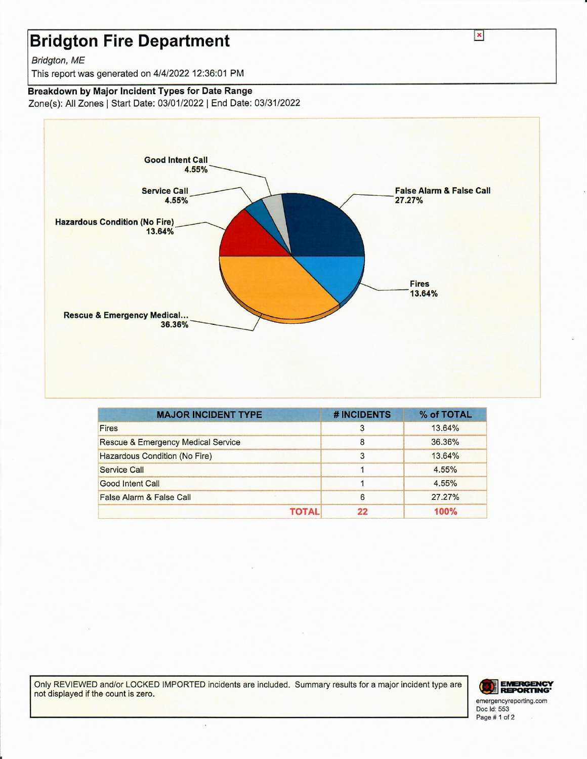# Bridgton Fire Department

*Bridgton, ME*

This report was generated on 4/4/2022 12:36:01 PM

**Breakdown by Major Incident Types for Date Range**

Zone(s): All Zones | Start Date: 03/01/2022 | End Date: 03/31/2022

Good Intent Call
4.55%

Service Call
4.55%

Hazardous Condition (No Fire)
13.64%

False Alarm & False Call
27.27%

Fires
13.64%

Rescue & Emergency Medical...
36.36%

| MAJOR INCIDENT TYPE | # INCIDENTS | % of TOTAL |
|---|---|---|
| Fires | 3 | 13.64% |
| Rescue & Emergency Medical Service | 8 | 36.36% |
| Hazardous Condition (No Fire) | 3 | 13.64% |
| Service Call | 1 | 4.55% |
| Good Intent Call | 1 | 4.55% |
| False Alarm & False Call | 6 | 27.27% |
| **TOTAL** | **22** | **100%** |

Only REVIEWED and/or LOCKED IMPORTED incidents are included. Summary results for a major incident type are not displayed if the count is zero.

EMERGENCY REPORTING
emergencyreporting.com
Doc Id: 553